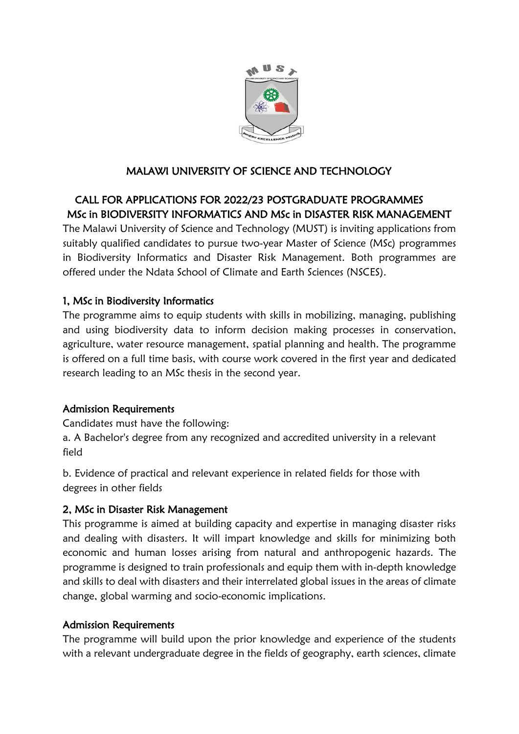# MALAWI UNIVERSITY OF SCIENCE AND TECHNOLOGY

## CALL FOR APPLICATIONS FOR 2022/23 POSTGRADUATE PROGRAMMES
## MSc in BIODIVERSITY INFORMATICS AND MSc in DISASTER RISK MANAGEMENT

The Malawi University of Science and Technology (MUST) is inviting applications from suitably qualified candidates to pursue two-year Master of Science (MSc) programmes in Biodiversity Informatics and Disaster Risk Management. Both programmes are offered under the Ndata School of Climate and Earth Sciences (NSCES).

### 1, MSc in Biodiversity Informatics

The programme aims to equip students with skills in mobilizing, managing, publishing and using biodiversity data to inform decision making processes in conservation, agriculture, water resource management, spatial planning and health. The programme is offered on a full time basis, with course work covered in the first year and dedicated research leading to an MSc thesis in the second year.

#### Admission Requirements

Candidates must have the following:

a. A Bachelor's degree from any recognized and accredited university in a relevant field

b. Evidence of practical and relevant experience in related fields for those with degrees in other fields

### 2, MSc in Disaster Risk Management

This programme is aimed at building capacity and expertise in managing disaster risks and dealing with disasters. It will impart knowledge and skills for minimizing both economic and human losses arising from natural and anthropogenic hazards. The programme is designed to train professionals and equip them with in-depth knowledge and skills to deal with disasters and their interrelated global issues in the areas of climate change, global warming and socio-economic implications.

#### Admission Requirements

The programme will build upon the prior knowledge and experience of the students with a relevant undergraduate degree in the fields of geography, earth sciences, climate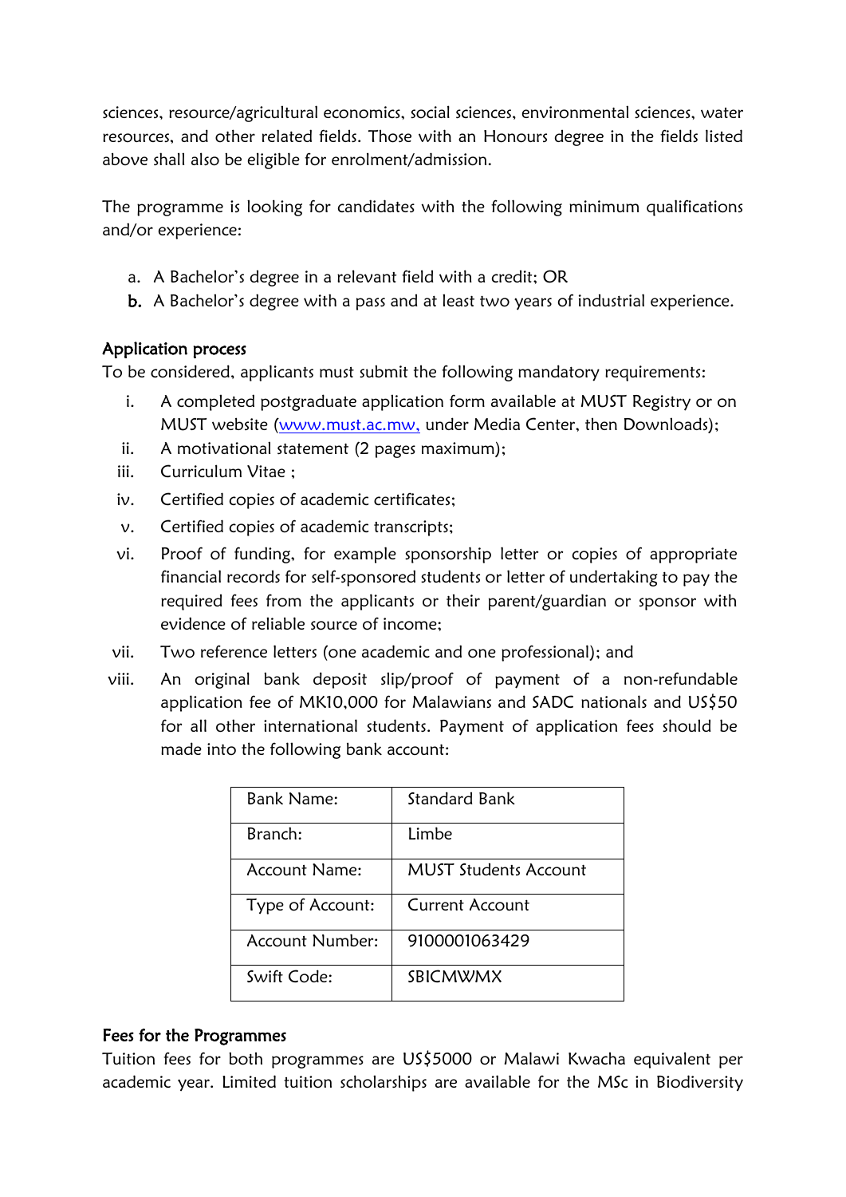sciences, resource/agricultural economics, social sciences, environmental sciences, water resources, and other related fields. Those with an Honours degree in the fields listed above shall also be eligible for enrolment/admission.

The programme is looking for candidates with the following minimum qualifications and/or experience:

a. A Bachelor's degree in a relevant field with a credit; OR
b. A Bachelor's degree with a pass and at least two years of industrial experience.

## Application process

To be considered, applicants must submit the following mandatory requirements:

i. A completed postgraduate application form available at MUST Registry or on MUST website (www.must.ac.mw, under Media Center, then Downloads);
ii. A motivational statement (2 pages maximum);
iii. Curriculum Vitae ;
iv. Certified copies of academic certificates;
v. Certified copies of academic transcripts;
vi. Proof of funding, for example sponsorship letter or copies of appropriate financial records for self-sponsored students or letter of undertaking to pay the required fees from the applicants or their parent/guardian or sponsor with evidence of reliable source of income;
vii. Two reference letters (one academic and one professional); and
viii. An original bank deposit slip/proof of payment of a non-refundable application fee of MK10,000 for Malawians and SADC nationals and US$50 for all other international students. Payment of application fees should be made into the following bank account:

| Bank Name: | Standard Bank |
|---|---|
| Branch: | Limbe |
| Account Name: | MUST Students Account |
| Type of Account: | Current Account |
| Account Number: | 9100001063429 |
| Swift Code: | SBICMWMX |

## Fees for the Programmes

Tuition fees for both programmes are US$5000 or Malawi Kwacha equivalent per academic year. Limited tuition scholarships are available for the MSc in Biodiversity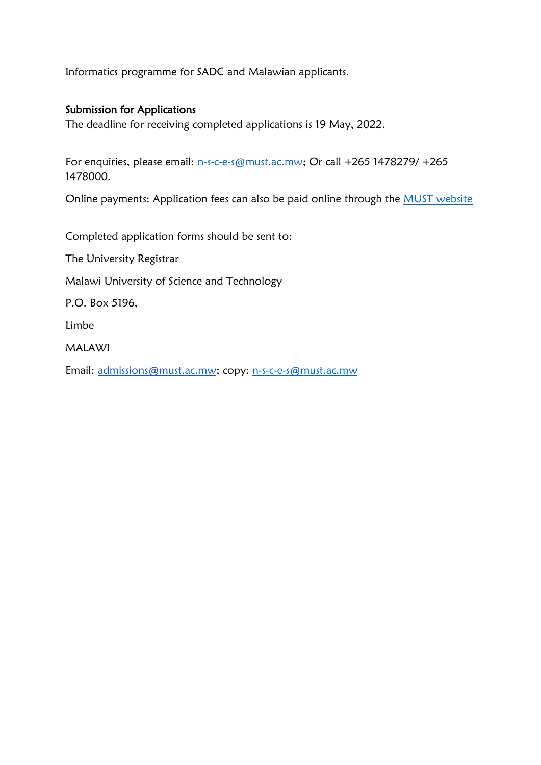Informatics programme for SADC and Malawian applicants.

**Submission for Applications**

The deadline for receiving completed applications is 19 May, 2022.

For enquiries, please email: n-s-c-e-s@must.ac.mw; Or call +265 1478279/ +265 1478000.

Online payments: Application fees can also be paid online through the MUST website

Completed application forms should be sent to:

The University Registrar

Malawi University of Science and Technology

P.O. Box 5196,

Limbe

MALAWI

Email: admissions@must.ac.mw; copy: n-s-c-e-s@must.ac.mw